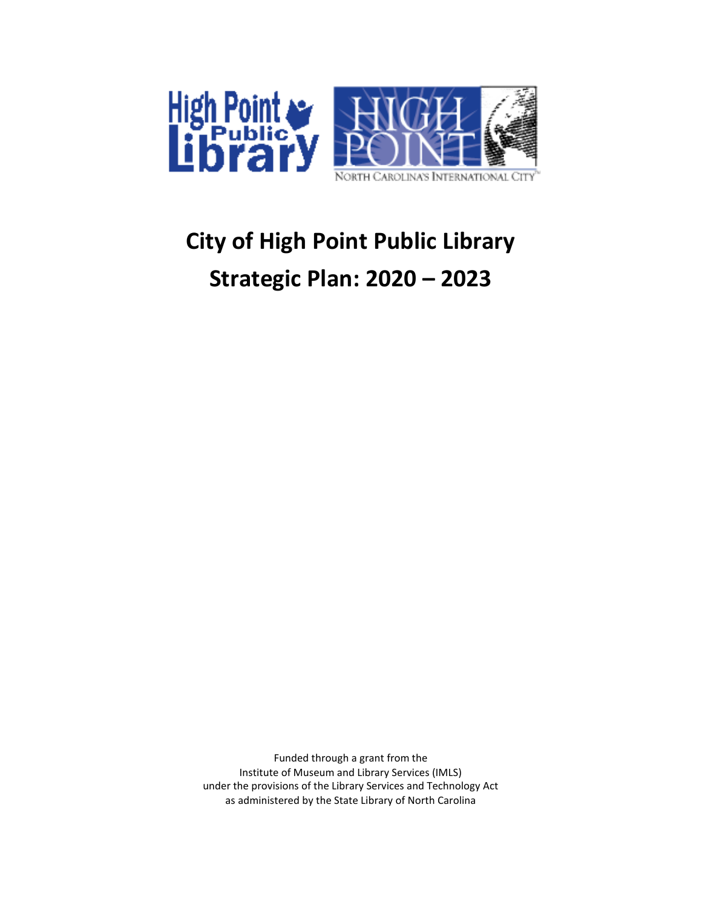# City of High Point Public Library
# Strategic Plan: 2020 – 2023

Funded through a grant from the
Institute of Museum and Library Services (IMLS)
under the provisions of the Library Services and Technology Act
as administered by the State Library of North Carolina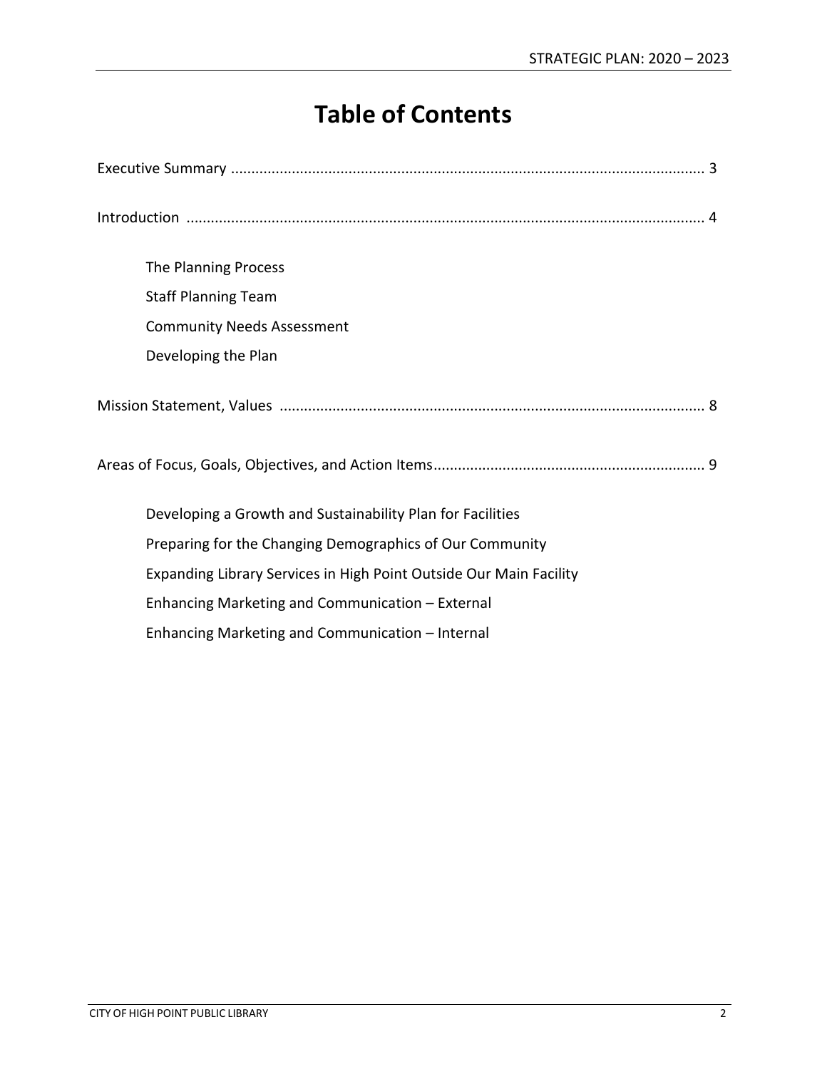# Table of Contents

Executive Summary .................................................................................................................... 3

Introduction .............................................................................................................................. 4

- The Planning Process
- Staff Planning Team
- Community Needs Assessment
- Developing the Plan

Mission Statement, Values ........................................................................................................ 8

Areas of Focus, Goals, Objectives, and Action Items.................................................................. 9

- Developing a Growth and Sustainability Plan for Facilities
- Preparing for the Changing Demographics of Our Community
- Expanding Library Services in High Point Outside Our Main Facility
- Enhancing Marketing and Communication – External
- Enhancing Marketing and Communication – Internal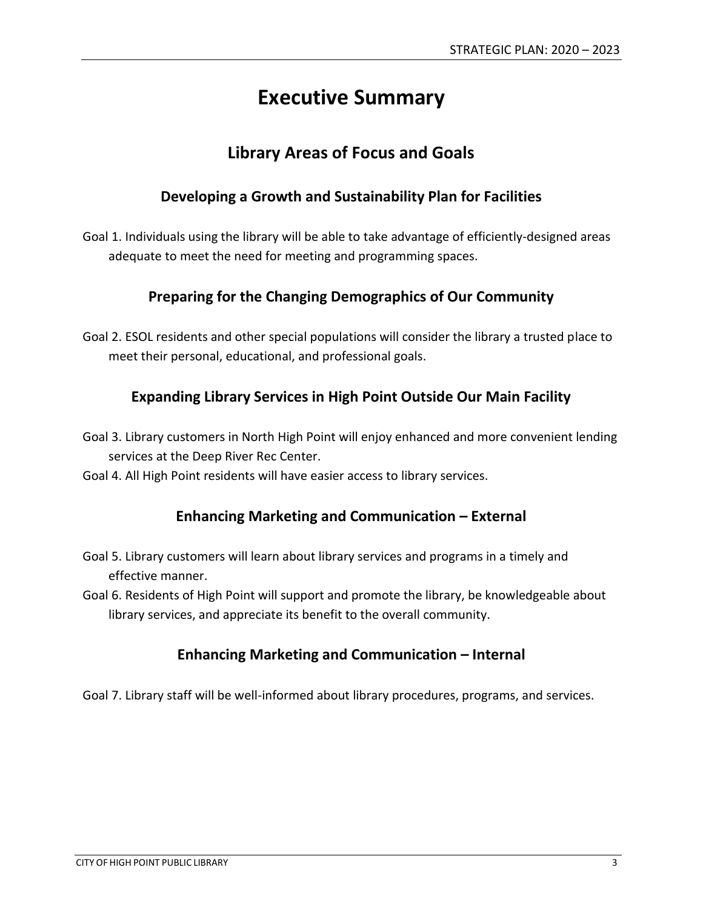# Executive Summary

## Library Areas of Focus and Goals

### Developing a Growth and Sustainability Plan for Facilities

Goal 1. Individuals using the library will be able to take advantage of efficiently-designed areas adequate to meet the need for meeting and programming spaces.

### Preparing for the Changing Demographics of Our Community

Goal 2. ESOL residents and other special populations will consider the library a trusted place to meet their personal, educational, and professional goals.

### Expanding Library Services in High Point Outside Our Main Facility

Goal 3. Library customers in North High Point will enjoy enhanced and more convenient lending services at the Deep River Rec Center.

Goal 4. All High Point residents will have easier access to library services.

### Enhancing Marketing and Communication – External

Goal 5. Library customers will learn about library services and programs in a timely and effective manner.

Goal 6. Residents of High Point will support and promote the library, be knowledgeable about library services, and appreciate its benefit to the overall community.

### Enhancing Marketing and Communication – Internal

Goal 7. Library staff will be well-informed about library procedures, programs, and services.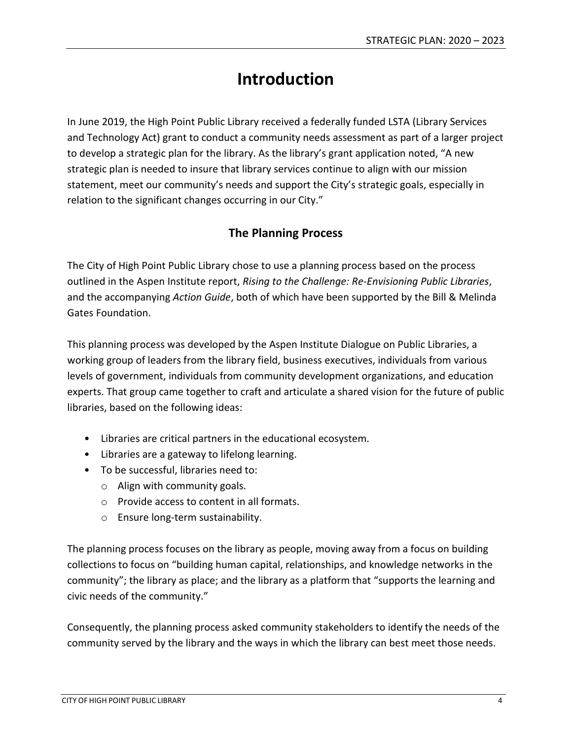# Introduction

In June 2019, the High Point Public Library received a federally funded LSTA (Library Services and Technology Act) grant to conduct a community needs assessment as part of a larger project to develop a strategic plan for the library. As the library's grant application noted, "A new strategic plan is needed to insure that library services continue to align with our mission statement, meet our community's needs and support the City's strategic goals, especially in relation to the significant changes occurring in our City."

## The Planning Process

The City of High Point Public Library chose to use a planning process based on the process outlined in the Aspen Institute report, *Rising to the Challenge: Re-Envisioning Public Libraries*, and the accompanying *Action Guide*, both of which have been supported by the Bill & Melinda Gates Foundation.

This planning process was developed by the Aspen Institute Dialogue on Public Libraries, a working group of leaders from the library field, business executives, individuals from various levels of government, individuals from community development organizations, and education experts. That group came together to craft and articulate a shared vision for the future of public libraries, based on the following ideas:

- Libraries are critical partners in the educational ecosystem.
- Libraries are a gateway to lifelong learning.
- To be successful, libraries need to:
  - Align with community goals.
  - Provide access to content in all formats.
  - Ensure long-term sustainability.

The planning process focuses on the library as people, moving away from a focus on building collections to focus on "building human capital, relationships, and knowledge networks in the community"; the library as place; and the library as a platform that "supports the learning and civic needs of the community."

Consequently, the planning process asked community stakeholders to identify the needs of the community served by the library and the ways in which the library can best meet those needs.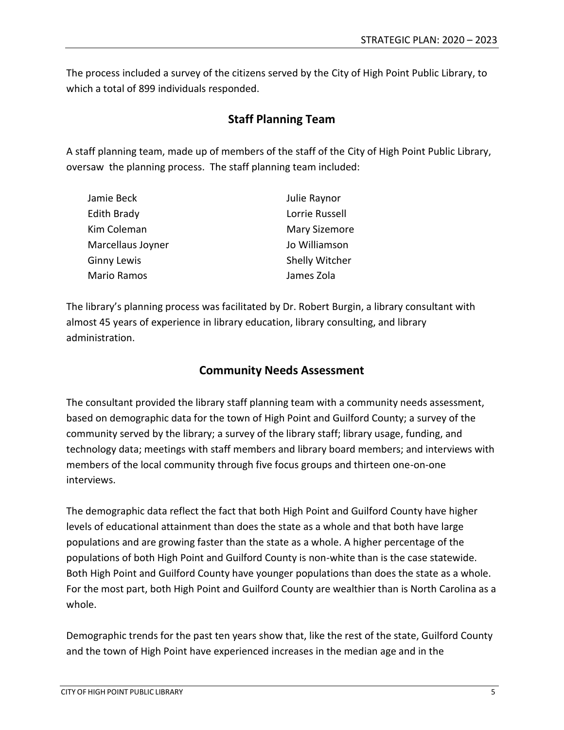The process included a survey of the citizens served by the City of High Point Public Library, to which a total of 899 individuals responded.

## Staff Planning Team

A staff planning team, made up of members of the staff of the City of High Point Public Library, oversaw the planning process. The staff planning team included:

- Jamie Beck
- Edith Brady
- Kim Coleman
- Marcellaus Joyner
- Ginny Lewis
- Mario Ramos
- Julie Raynor
- Lorrie Russell
- Mary Sizemore
- Jo Williamson
- Shelly Witcher
- James Zola

The library's planning process was facilitated by Dr. Robert Burgin, a library consultant with almost 45 years of experience in library education, library consulting, and library administration.

## Community Needs Assessment

The consultant provided the library staff planning team with a community needs assessment, based on demographic data for the town of High Point and Guilford County; a survey of the community served by the library; a survey of the library staff; library usage, funding, and technology data; meetings with staff members and library board members; and interviews with members of the local community through five focus groups and thirteen one-on-one interviews.

The demographic data reflect the fact that both High Point and Guilford County have higher levels of educational attainment than does the state as a whole and that both have large populations and are growing faster than the state as a whole. A higher percentage of the populations of both High Point and Guilford County is non-white than is the case statewide. Both High Point and Guilford County have younger populations than does the state as a whole. For the most part, both High Point and Guilford County are wealthier than is North Carolina as a whole.

Demographic trends for the past ten years show that, like the rest of the state, Guilford County and the town of High Point have experienced increases in the median age and in the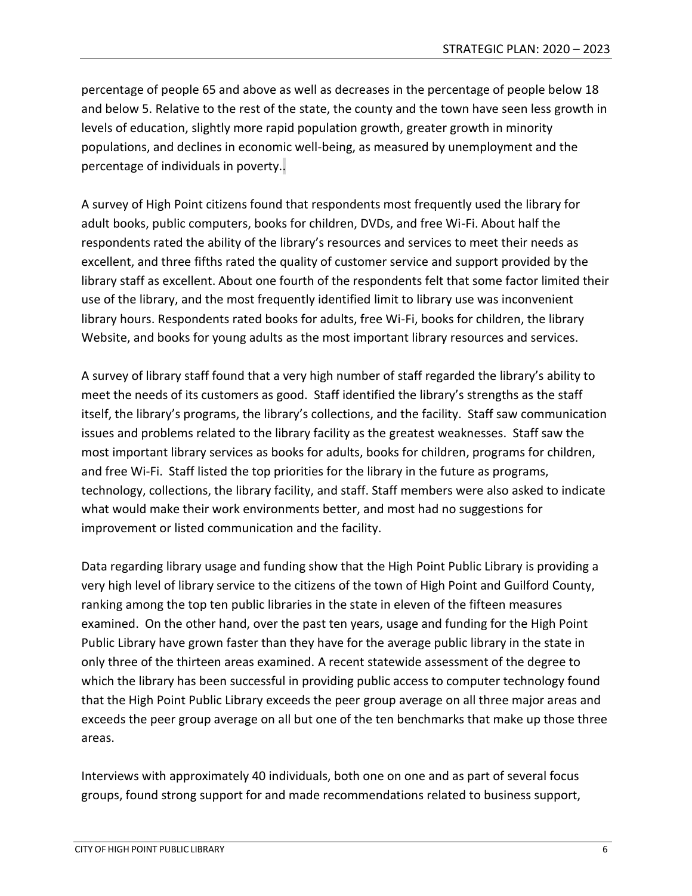percentage of people 65 and above as well as decreases in the percentage of people below 18 and below 5. Relative to the rest of the state, the county and the town have seen less growth in levels of education, slightly more rapid population growth, greater growth in minority populations, and declines in economic well-being, as measured by unemployment and the percentage of individuals in poverty..

A survey of High Point citizens found that respondents most frequently used the library for adult books, public computers, books for children, DVDs, and free Wi-Fi. About half the respondents rated the ability of the library's resources and services to meet their needs as excellent, and three fifths rated the quality of customer service and support provided by the library staff as excellent. About one fourth of the respondents felt that some factor limited their use of the library, and the most frequently identified limit to library use was inconvenient library hours. Respondents rated books for adults, free Wi-Fi, books for children, the library Website, and books for young adults as the most important library resources and services.

A survey of library staff found that a very high number of staff regarded the library's ability to meet the needs of its customers as good. Staff identified the library's strengths as the staff itself, the library's programs, the library's collections, and the facility. Staff saw communication issues and problems related to the library facility as the greatest weaknesses. Staff saw the most important library services as books for adults, books for children, programs for children, and free Wi-Fi. Staff listed the top priorities for the library in the future as programs, technology, collections, the library facility, and staff. Staff members were also asked to indicate what would make their work environments better, and most had no suggestions for improvement or listed communication and the facility.

Data regarding library usage and funding show that the High Point Public Library is providing a very high level of library service to the citizens of the town of High Point and Guilford County, ranking among the top ten public libraries in the state in eleven of the fifteen measures examined. On the other hand, over the past ten years, usage and funding for the High Point Public Library have grown faster than they have for the average public library in the state in only three of the thirteen areas examined. A recent statewide assessment of the degree to which the library has been successful in providing public access to computer technology found that the High Point Public Library exceeds the peer group average on all three major areas and exceeds the peer group average on all but one of the ten benchmarks that make up those three areas.

Interviews with approximately 40 individuals, both one on one and as part of several focus groups, found strong support for and made recommendations related to business support,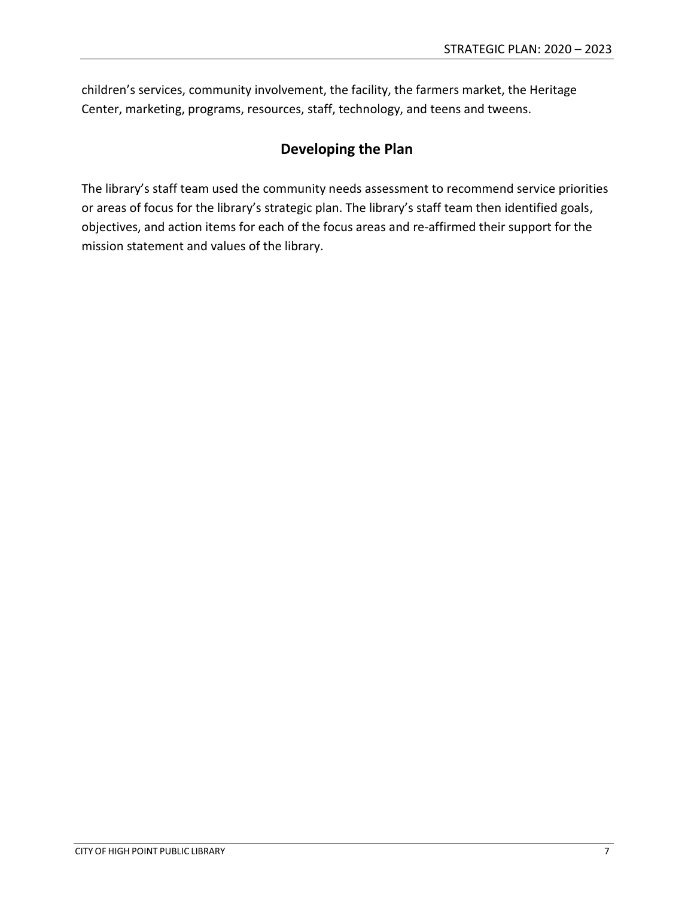children's services, community involvement, the facility, the farmers market, the Heritage Center, marketing, programs, resources, staff, technology, and teens and tweens.

## Developing the Plan

The library's staff team used the community needs assessment to recommend service priorities or areas of focus for the library's strategic plan. The library's staff team then identified goals, objectives, and action items for each of the focus areas and re-affirmed their support for the mission statement and values of the library.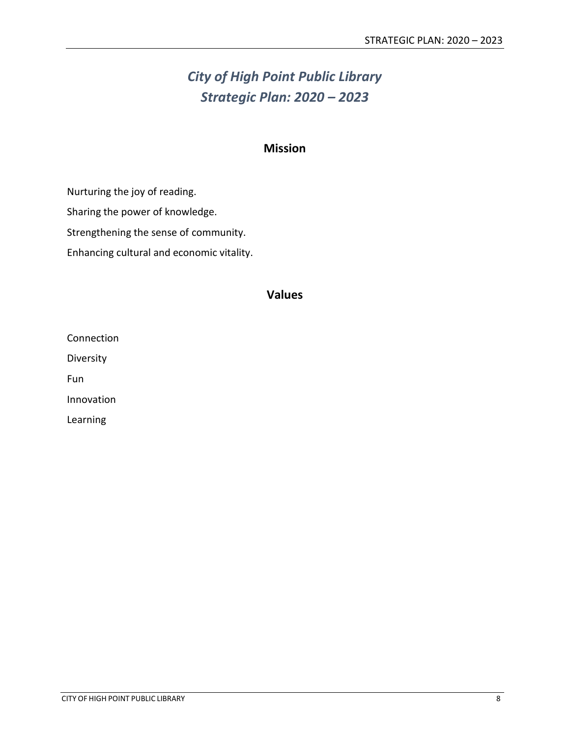# *City of High Point Public Library*
# *Strategic Plan: 2020 – 2023*

## Mission

Nurturing the joy of reading.

Sharing the power of knowledge.

Strengthening the sense of community.

Enhancing cultural and economic vitality.

## Values

Connection

Diversity

Fun

Innovation

Learning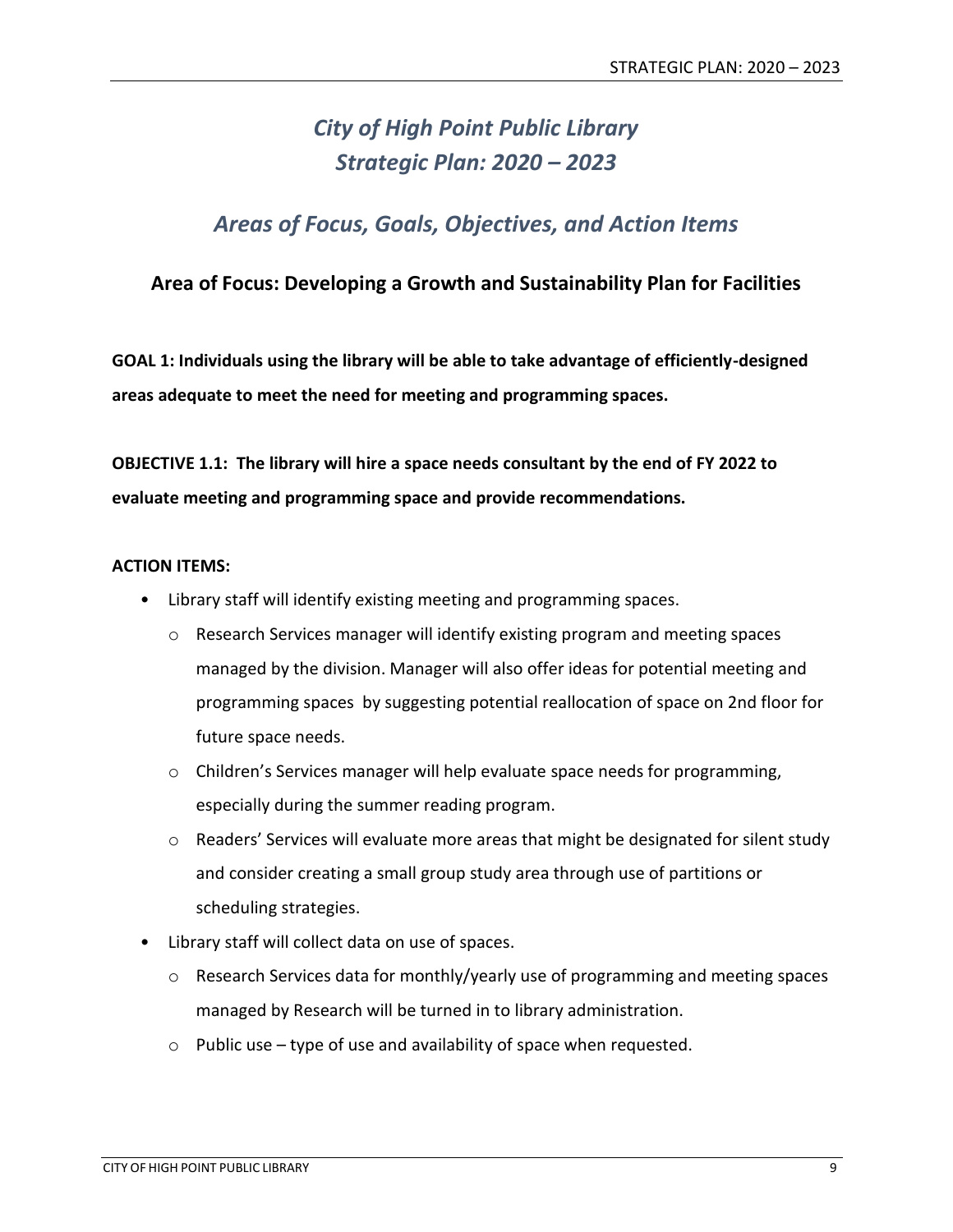# *City of High Point Public Library*
# *Strategic Plan: 2020 – 2023*

## *Areas of Focus, Goals, Objectives, and Action Items*

### Area of Focus: Developing a Growth and Sustainability Plan for Facilities

**GOAL 1: Individuals using the library will be able to take advantage of efficiently-designed areas adequate to meet the need for meeting and programming spaces.**

**OBJECTIVE 1.1: The library will hire a space needs consultant by the end of FY 2022 to evaluate meeting and programming space and provide recommendations.**

**ACTION ITEMS:**

- Library staff will identify existing meeting and programming spaces.
  - Research Services manager will identify existing program and meeting spaces managed by the division. Manager will also offer ideas for potential meeting and programming spaces by suggesting potential reallocation of space on 2nd floor for future space needs.
  - Children's Services manager will help evaluate space needs for programming, especially during the summer reading program.
  - Readers' Services will evaluate more areas that might be designated for silent study and consider creating a small group study area through use of partitions or scheduling strategies.
- Library staff will collect data on use of spaces.
  - Research Services data for monthly/yearly use of programming and meeting spaces managed by Research will be turned in to library administration.
  - Public use – type of use and availability of space when requested.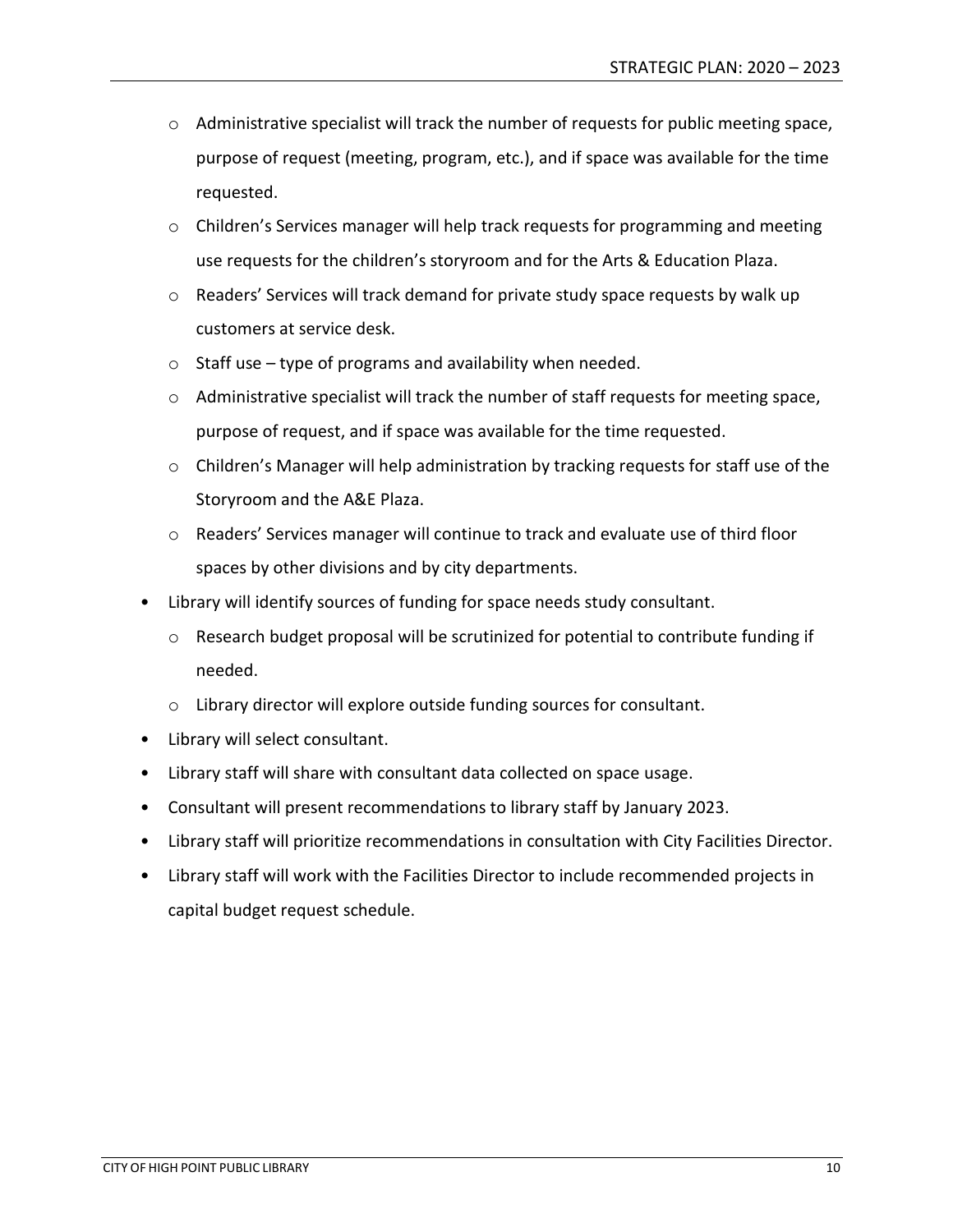- Administrative specialist will track the number of requests for public meeting space, purpose of request (meeting, program, etc.), and if space was available for the time requested.
  - Children's Services manager will help track requests for programming and meeting use requests for the children's storyroom and for the Arts & Education Plaza.
  - Readers' Services will track demand for private study space requests by walk up customers at service desk.
  - Staff use – type of programs and availability when needed.
  - Administrative specialist will track the number of staff requests for meeting space, purpose of request, and if space was available for the time requested.
  - Children's Manager will help administration by tracking requests for staff use of the Storyroom and the A&E Plaza.
  - Readers' Services manager will continue to track and evaluate use of third floor spaces by other divisions and by city departments.
- Library will identify sources of funding for space needs study consultant.
  - Research budget proposal will be scrutinized for potential to contribute funding if needed.
  - Library director will explore outside funding sources for consultant.
- Library will select consultant.
- Library staff will share with consultant data collected on space usage.
- Consultant will present recommendations to library staff by January 2023.
- Library staff will prioritize recommendations in consultation with City Facilities Director.
- Library staff will work with the Facilities Director to include recommended projects in capital budget request schedule.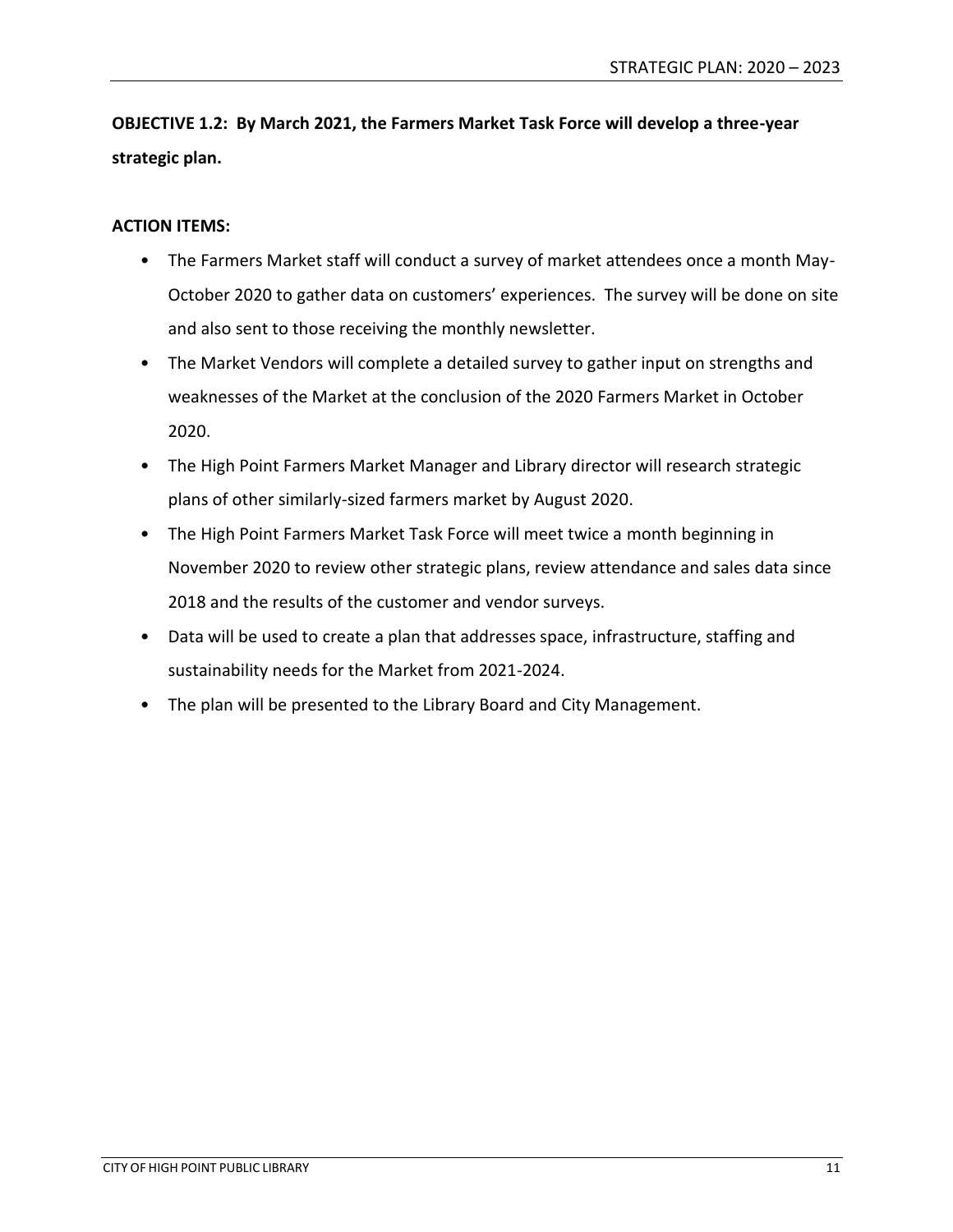**OBJECTIVE 1.2: By March 2021, the Farmers Market Task Force will develop a three-year strategic plan.**

**ACTION ITEMS:**

- The Farmers Market staff will conduct a survey of market attendees once a month May-October 2020 to gather data on customers' experiences. The survey will be done on site and also sent to those receiving the monthly newsletter.
- The Market Vendors will complete a detailed survey to gather input on strengths and weaknesses of the Market at the conclusion of the 2020 Farmers Market in October 2020.
- The High Point Farmers Market Manager and Library director will research strategic plans of other similarly-sized farmers market by August 2020.
- The High Point Farmers Market Task Force will meet twice a month beginning in November 2020 to review other strategic plans, review attendance and sales data since 2018 and the results of the customer and vendor surveys.
- Data will be used to create a plan that addresses space, infrastructure, staffing and sustainability needs for the Market from 2021-2024.
- The plan will be presented to the Library Board and City Management.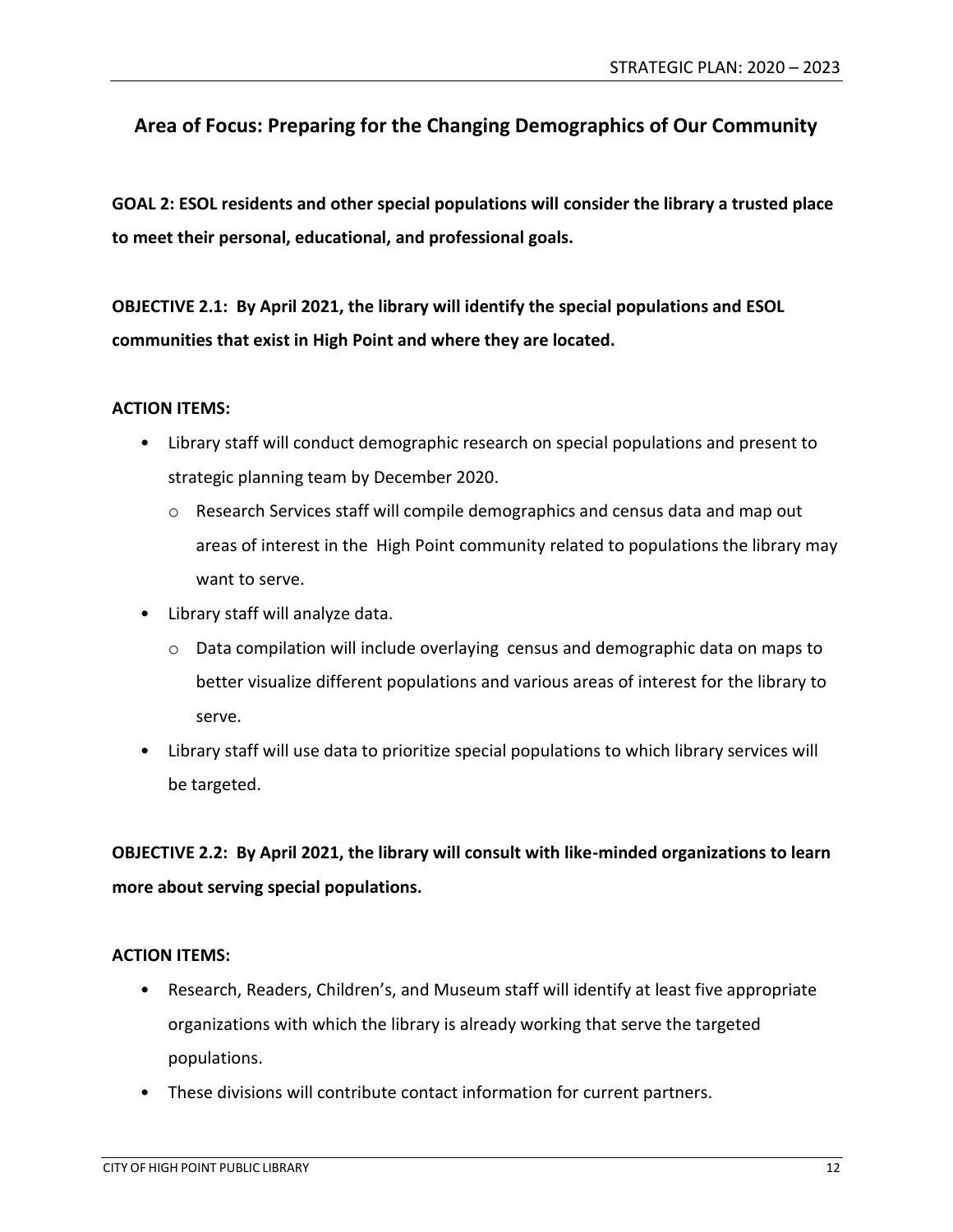## Area of Focus: Preparing for the Changing Demographics of Our Community

**GOAL 2: ESOL residents and other special populations will consider the library a trusted place to meet their personal, educational, and professional goals.**

**OBJECTIVE 2.1: By April 2021, the library will identify the special populations and ESOL communities that exist in High Point and where they are located.**

**ACTION ITEMS:**

- Library staff will conduct demographic research on special populations and present to strategic planning team by December 2020.
  - Research Services staff will compile demographics and census data and map out areas of interest in the High Point community related to populations the library may want to serve.
- Library staff will analyze data.
  - Data compilation will include overlaying census and demographic data on maps to better visualize different populations and various areas of interest for the library to serve.
- Library staff will use data to prioritize special populations to which library services will be targeted.

**OBJECTIVE 2.2: By April 2021, the library will consult with like-minded organizations to learn more about serving special populations.**

**ACTION ITEMS:**

- Research, Readers, Children's, and Museum staff will identify at least five appropriate organizations with which the library is already working that serve the targeted populations.
- These divisions will contribute contact information for current partners.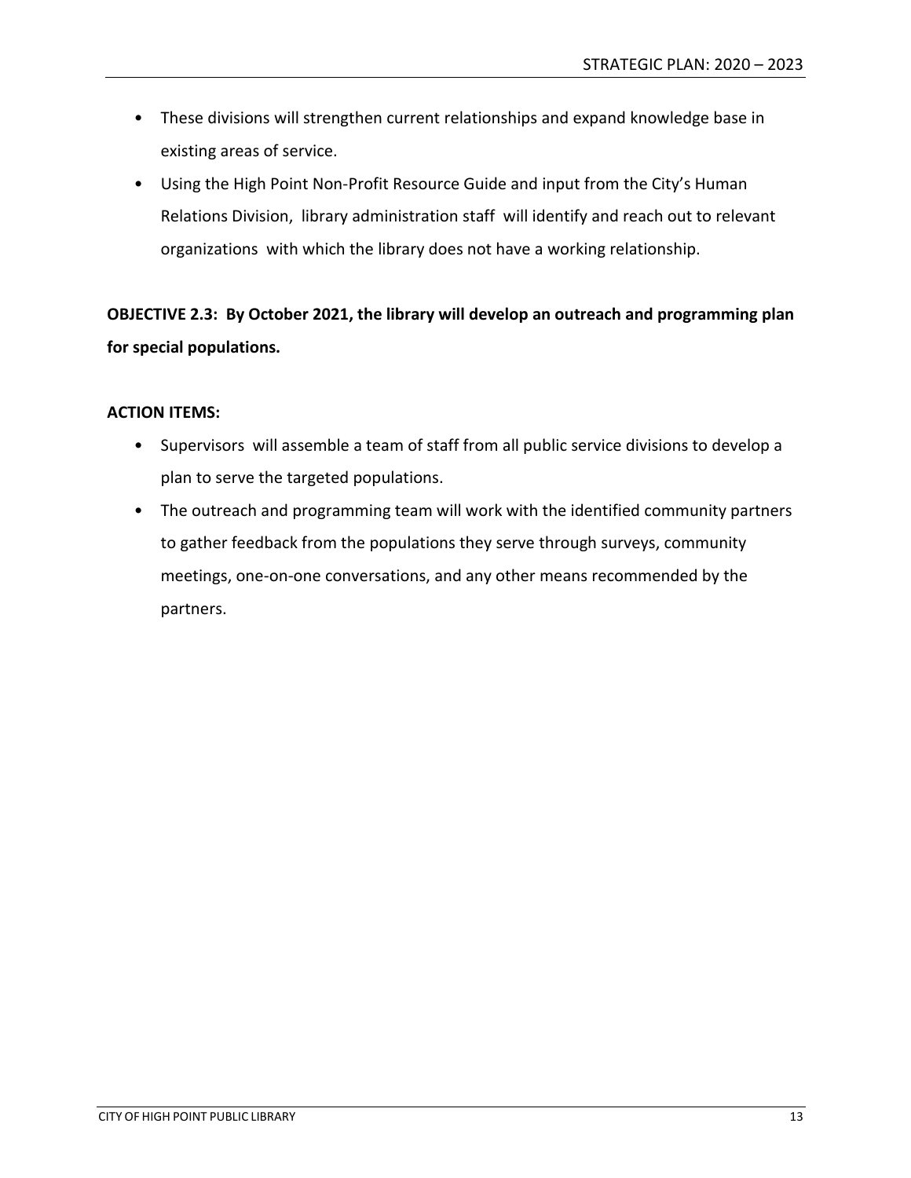- These divisions will strengthen current relationships and expand knowledge base in existing areas of service.
- Using the High Point Non-Profit Resource Guide and input from the City's Human Relations Division, library administration staff will identify and reach out to relevant organizations with which the library does not have a working relationship.

**OBJECTIVE 2.3: By October 2021, the library will develop an outreach and programming plan for special populations.**

**ACTION ITEMS:**

- Supervisors will assemble a team of staff from all public service divisions to develop a plan to serve the targeted populations.
- The outreach and programming team will work with the identified community partners to gather feedback from the populations they serve through surveys, community meetings, one-on-one conversations, and any other means recommended by the partners.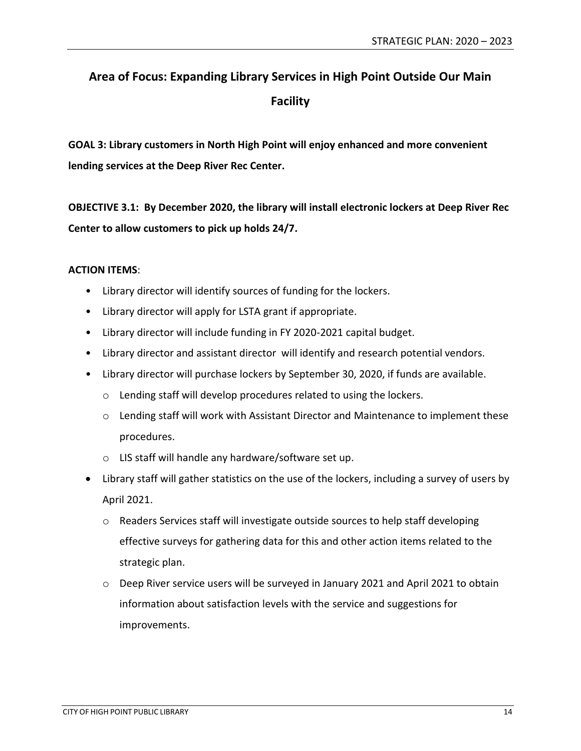## Area of Focus: Expanding Library Services in High Point Outside Our Main Facility

**GOAL 3: Library customers in North High Point will enjoy enhanced and more convenient lending services at the Deep River Rec Center.**

**OBJECTIVE 3.1: By December 2020, the library will install electronic lockers at Deep River Rec Center to allow customers to pick up holds 24/7.**

**ACTION ITEMS**:

- Library director will identify sources of funding for the lockers.
- Library director will apply for LSTA grant if appropriate.
- Library director will include funding in FY 2020-2021 capital budget.
- Library director and assistant director will identify and research potential vendors.
- Library director will purchase lockers by September 30, 2020, if funds are available.
  - Lending staff will develop procedures related to using the lockers.
  - Lending staff will work with Assistant Director and Maintenance to implement these procedures.
  - LIS staff will handle any hardware/software set up.
- Library staff will gather statistics on the use of the lockers, including a survey of users by April 2021.
  - Readers Services staff will investigate outside sources to help staff developing effective surveys for gathering data for this and other action items related to the strategic plan.
  - Deep River service users will be surveyed in January 2021 and April 2021 to obtain information about satisfaction levels with the service and suggestions for improvements.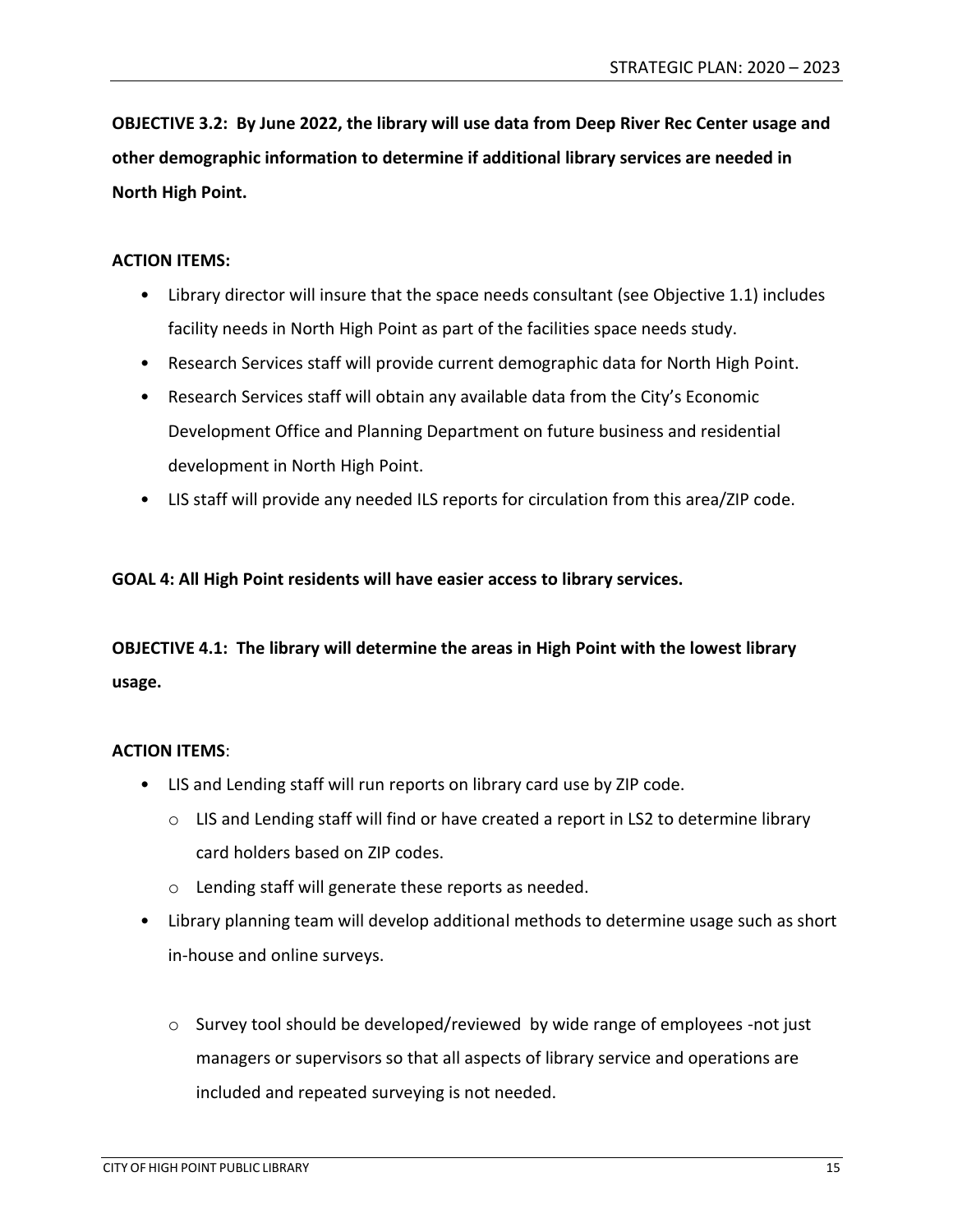**OBJECTIVE 3.2: By June 2022, the library will use data from Deep River Rec Center usage and other demographic information to determine if additional library services are needed in North High Point.**

**ACTION ITEMS:**

- Library director will insure that the space needs consultant (see Objective 1.1) includes facility needs in North High Point as part of the facilities space needs study.
- Research Services staff will provide current demographic data for North High Point.
- Research Services staff will obtain any available data from the City's Economic Development Office and Planning Department on future business and residential development in North High Point.
- LIS staff will provide any needed ILS reports for circulation from this area/ZIP code.

**GOAL 4: All High Point residents will have easier access to library services.**

**OBJECTIVE 4.1: The library will determine the areas in High Point with the lowest library usage.**

**ACTION ITEMS**:

- LIS and Lending staff will run reports on library card use by ZIP code.
  - LIS and Lending staff will find or have created a report in LS2 to determine library card holders based on ZIP codes.
  - Lending staff will generate these reports as needed.
- Library planning team will develop additional methods to determine usage such as short in-house and online surveys.
  - Survey tool should be developed/reviewed by wide range of employees -not just managers or supervisors so that all aspects of library service and operations are included and repeated surveying is not needed.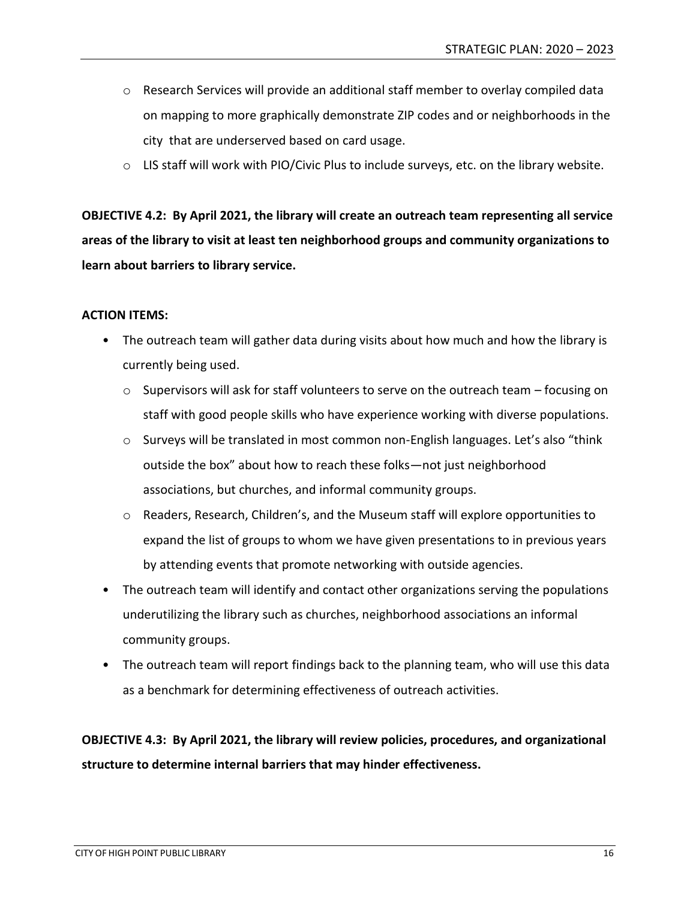- Research Services will provide an additional staff member to overlay compiled data on mapping to more graphically demonstrate ZIP codes and or neighborhoods in the city that are underserved based on card usage.
- LIS staff will work with PIO/Civic Plus to include surveys, etc. on the library website.

**OBJECTIVE 4.2: By April 2021, the library will create an outreach team representing all service areas of the library to visit at least ten neighborhood groups and community organizations to learn about barriers to library service.**

**ACTION ITEMS:**

- The outreach team will gather data during visits about how much and how the library is currently being used.
  - Supervisors will ask for staff volunteers to serve on the outreach team – focusing on staff with good people skills who have experience working with diverse populations.
  - Surveys will be translated in most common non-English languages. Let's also "think outside the box" about how to reach these folks—not just neighborhood associations, but churches, and informal community groups.
  - Readers, Research, Children's, and the Museum staff will explore opportunities to expand the list of groups to whom we have given presentations to in previous years by attending events that promote networking with outside agencies.
- The outreach team will identify and contact other organizations serving the populations underutilizing the library such as churches, neighborhood associations an informal community groups.
- The outreach team will report findings back to the planning team, who will use this data as a benchmark for determining effectiveness of outreach activities.

**OBJECTIVE 4.3: By April 2021, the library will review policies, procedures, and organizational structure to determine internal barriers that may hinder effectiveness.**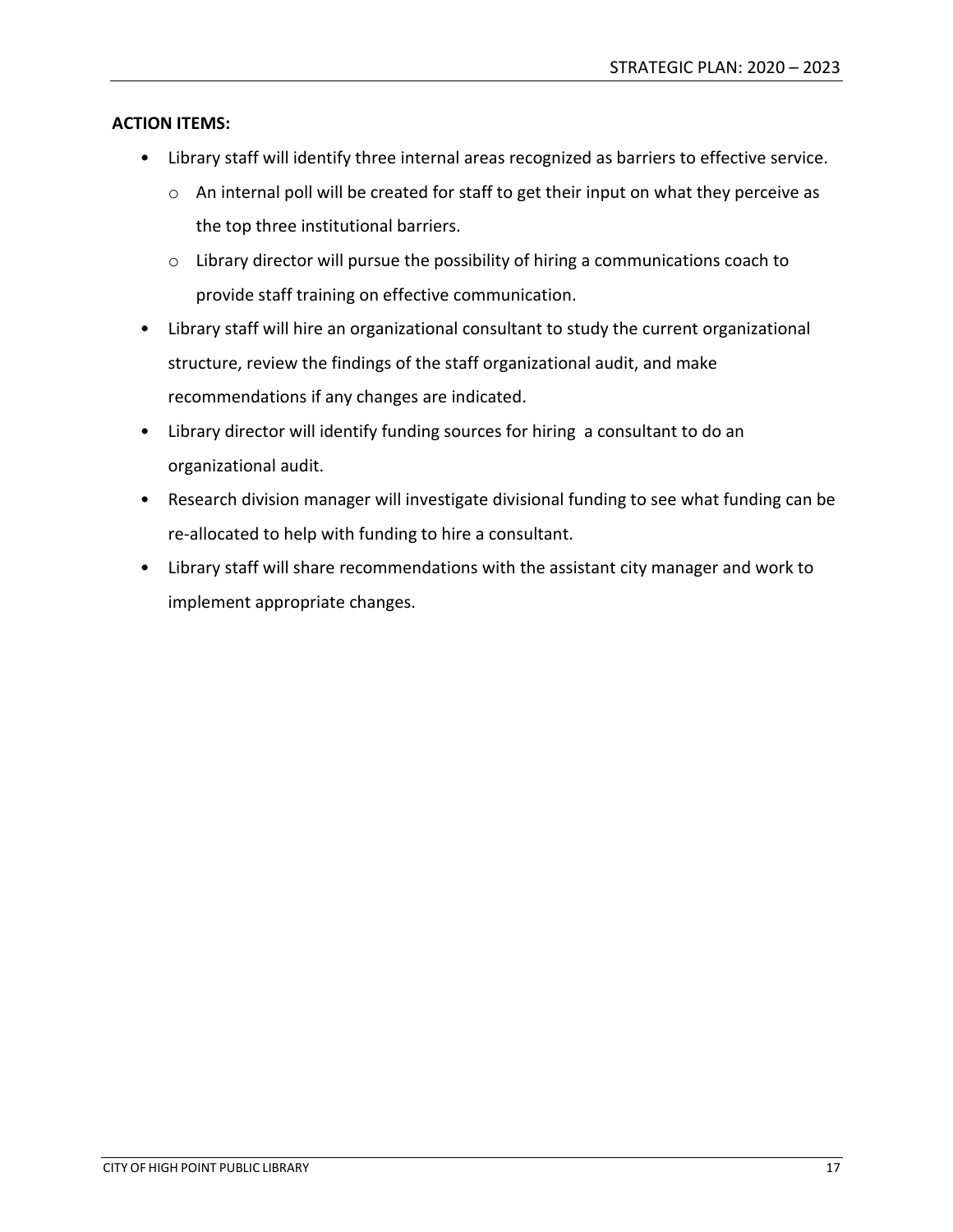**ACTION ITEMS:**

- Library staff will identify three internal areas recognized as barriers to effective service.
  - An internal poll will be created for staff to get their input on what they perceive as the top three institutional barriers.
  - Library director will pursue the possibility of hiring a communications coach to provide staff training on effective communication.
- Library staff will hire an organizational consultant to study the current organizational structure, review the findings of the staff organizational audit, and make recommendations if any changes are indicated.
- Library director will identify funding sources for hiring a consultant to do an organizational audit.
- Research division manager will investigate divisional funding to see what funding can be re-allocated to help with funding to hire a consultant.
- Library staff will share recommendations with the assistant city manager and work to implement appropriate changes.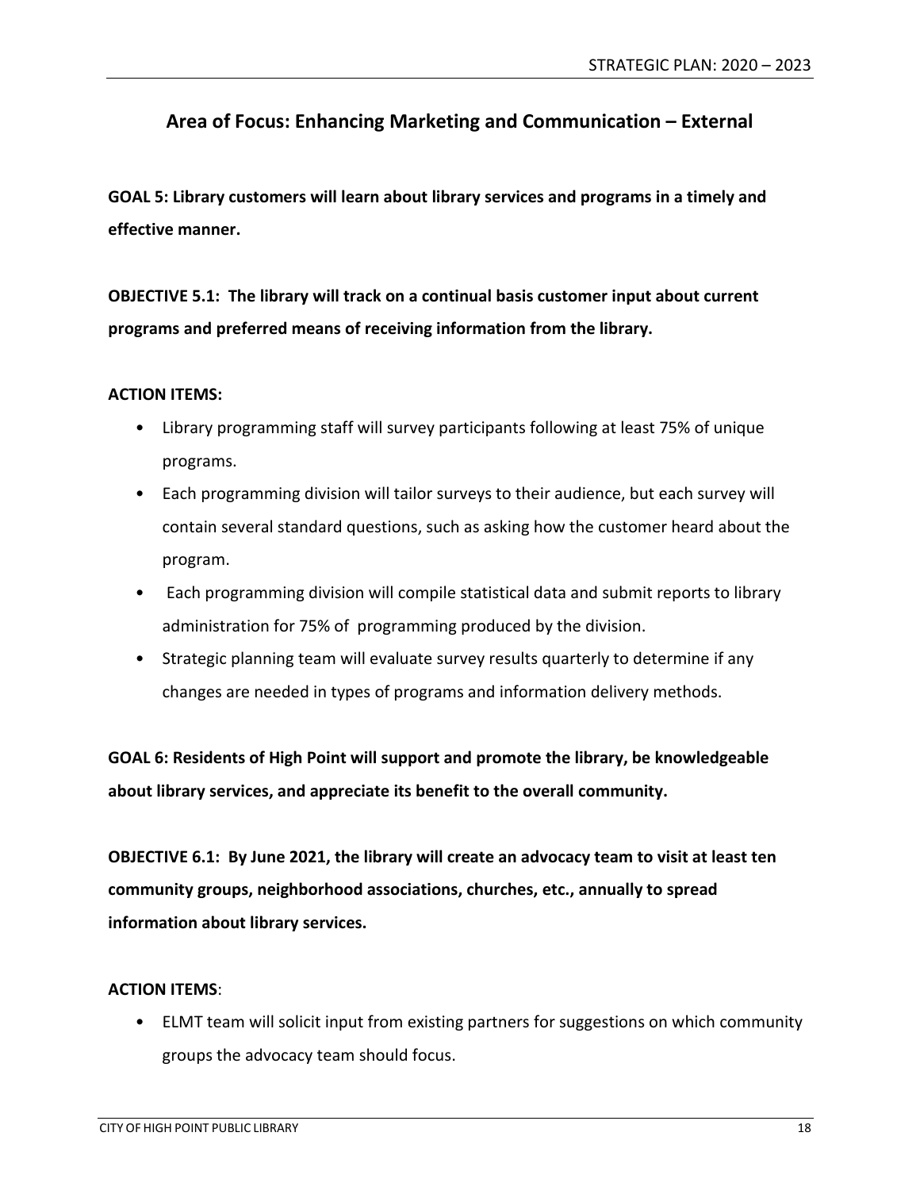## Area of Focus: Enhancing Marketing and Communication – External

**GOAL 5: Library customers will learn about library services and programs in a timely and effective manner.**

**OBJECTIVE 5.1: The library will track on a continual basis customer input about current programs and preferred means of receiving information from the library.**

**ACTION ITEMS:**

- Library programming staff will survey participants following at least 75% of unique programs.
- Each programming division will tailor surveys to their audience, but each survey will contain several standard questions, such as asking how the customer heard about the program.
- Each programming division will compile statistical data and submit reports to library administration for 75% of programming produced by the division.
- Strategic planning team will evaluate survey results quarterly to determine if any changes are needed in types of programs and information delivery methods.

**GOAL 6: Residents of High Point will support and promote the library, be knowledgeable about library services, and appreciate its benefit to the overall community.**

**OBJECTIVE 6.1: By June 2021, the library will create an advocacy team to visit at least ten community groups, neighborhood associations, churches, etc., annually to spread information about library services.**

**ACTION ITEMS**:

- ELMT team will solicit input from existing partners for suggestions on which community groups the advocacy team should focus.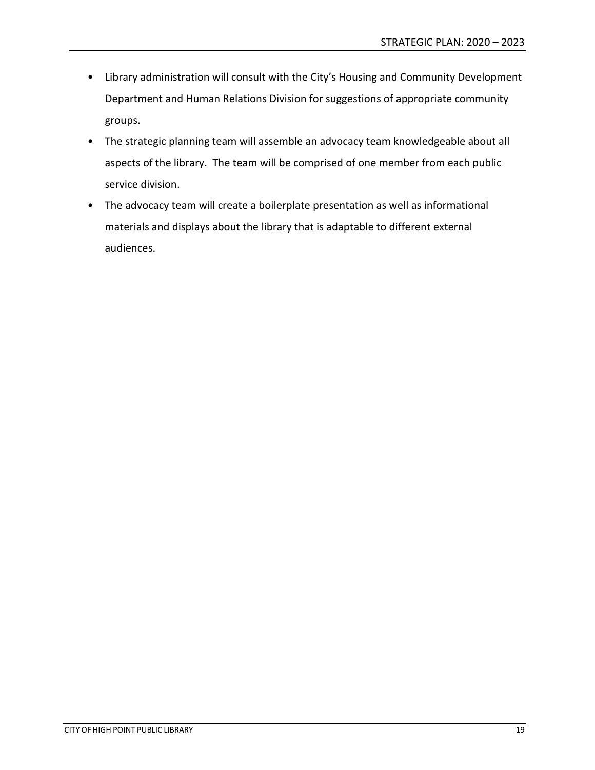- Library administration will consult with the City's Housing and Community Development Department and Human Relations Division for suggestions of appropriate community groups.
- The strategic planning team will assemble an advocacy team knowledgeable about all aspects of the library. The team will be comprised of one member from each public service division.
- The advocacy team will create a boilerplate presentation as well as informational materials and displays about the library that is adaptable to different external audiences.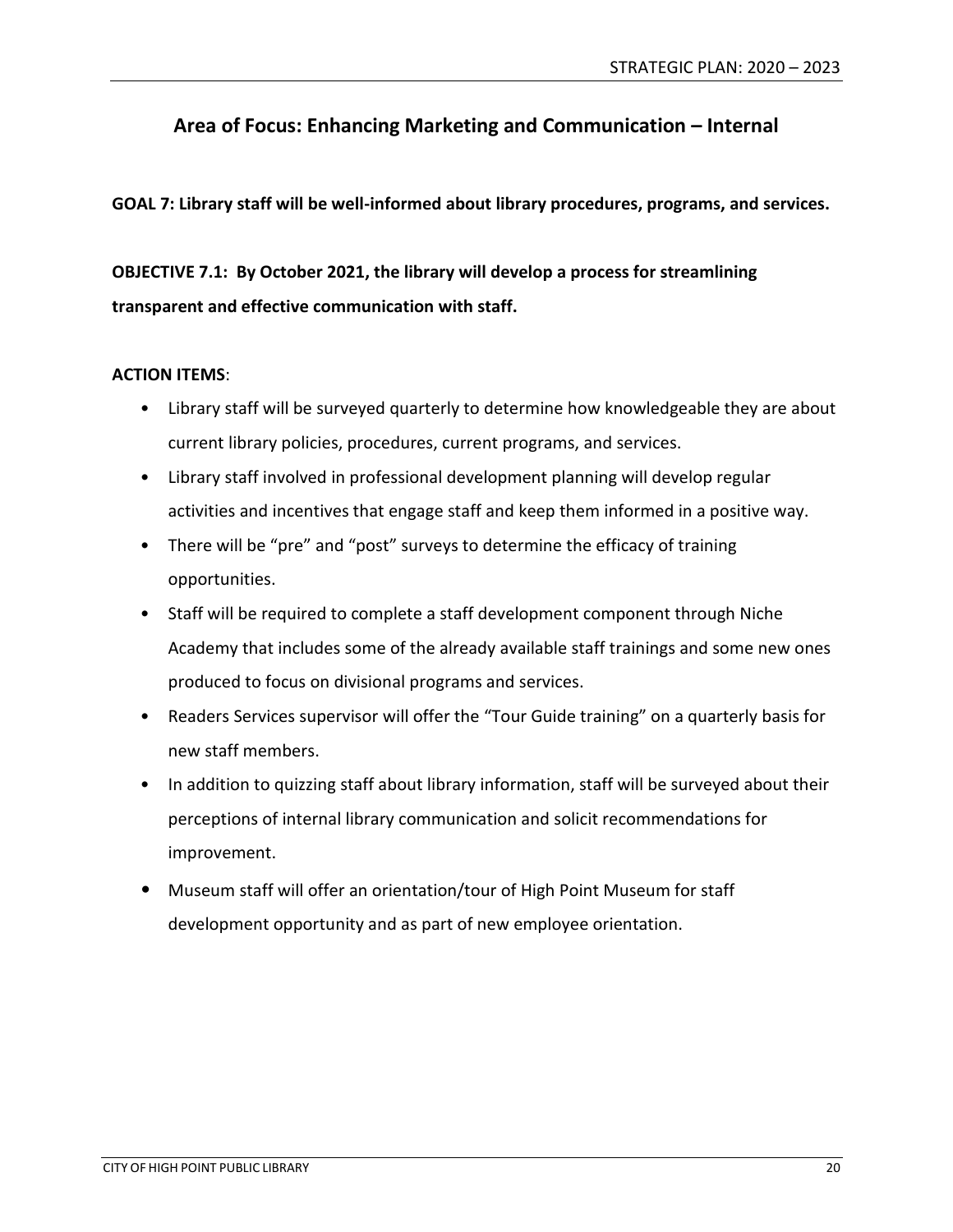## Area of Focus: Enhancing Marketing and Communication – Internal

**GOAL 7: Library staff will be well-informed about library procedures, programs, and services.**

**OBJECTIVE 7.1: By October 2021, the library will develop a process for streamlining transparent and effective communication with staff.**

**ACTION ITEMS**:

- Library staff will be surveyed quarterly to determine how knowledgeable they are about current library policies, procedures, current programs, and services.
- Library staff involved in professional development planning will develop regular activities and incentives that engage staff and keep them informed in a positive way.
- There will be "pre" and "post" surveys to determine the efficacy of training opportunities.
- Staff will be required to complete a staff development component through Niche Academy that includes some of the already available staff trainings and some new ones produced to focus on divisional programs and services.
- Readers Services supervisor will offer the "Tour Guide training" on a quarterly basis for new staff members.
- In addition to quizzing staff about library information, staff will be surveyed about their perceptions of internal library communication and solicit recommendations for improvement.
- Museum staff will offer an orientation/tour of High Point Museum for staff development opportunity and as part of new employee orientation.